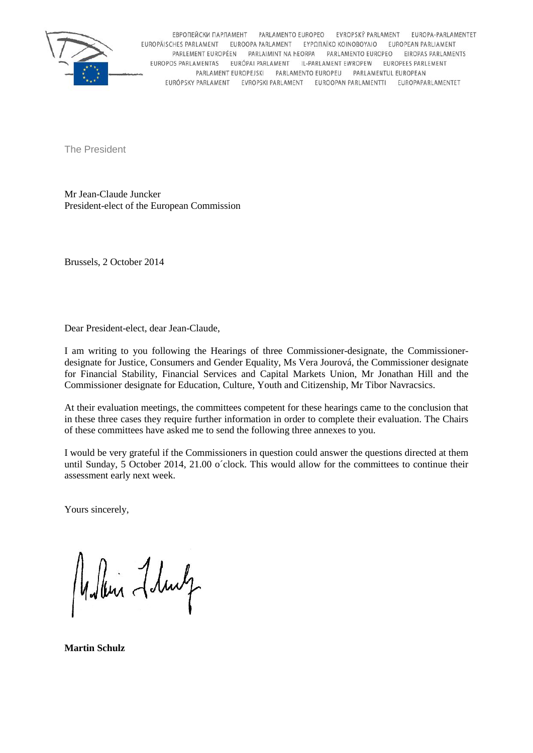ЕВРОПЕЙСКИ ПАРЛАМЕНТ PARLAMENTO EUROPEO EVROPSKÝ PARLAMENT EUROPA-PARLAMENTET
EUROPÄISCHES PARLAMENT EUROOPA PARLAMENT ΕΥΡΩΠΑΪΚΟ ΚΟΙΝΟΒΟΥΛΙΟ EUROPEAN PARLIAMENT
PARLEMENT EUROPÉEN PARLAIMINT NA hEORPA PARLAMENTO EUROPEO EIROPAS PARLAMENTS
EUROPOS PARLAMENTAS EURÓPAI PARLAMENT IL-PARLAMENT EWROPEW EUROPEES PARLEMENT
PARLAMENT EUROPEJSKI PARLAMENTO EUROPEU PARLAMENTUL EUROPEAN
EURÓPSKY PARLAMENT EVROPSKI PARLAMENT EUROOPAN PARLAMENTTI EUROPAPARLAMENTET

The President

Mr Jean-Claude Juncker
President-elect of the European Commission

Brussels, 2 October 2014

Dear President-elect, dear Jean-Claude,

I am writing to you following the Hearings of three Commissioner-designate, the Commissioner-designate for Justice, Consumers and Gender Equality, Ms Vera Jourová, the Commissioner designate for Financial Stability, Financial Services and Capital Markets Union, Mr Jonathan Hill and the Commissioner designate for Education, Culture, Youth and Citizenship, Mr Tibor Navracsics.

At their evaluation meetings, the committees competent for these hearings came to the conclusion that in these three cases they require further information in order to complete their evaluation. The Chairs of these committees have asked me to send the following three annexes to you.

I would be very grateful if the Commissioners in question could answer the questions directed at them until Sunday, 5 October 2014, 21.00 o´clock. This would allow for the committees to continue their assessment early next week.

Yours sincerely,

**Martin Schulz**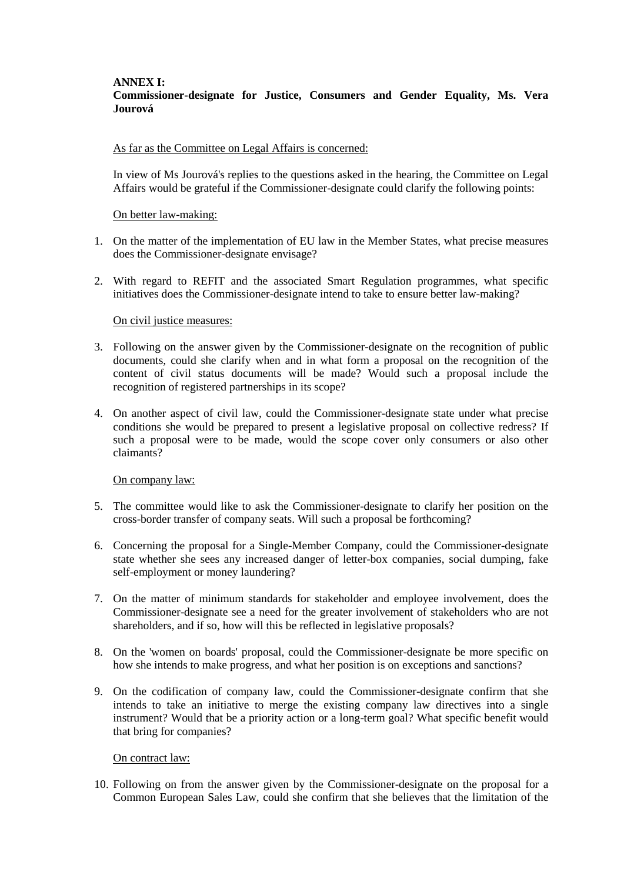**ANNEX I:**
**Commissioner-designate for Justice, Consumers and Gender Equality, Ms. Vera Jourová**

As far as the Committee on Legal Affairs is concerned:

In view of Ms Jourová's replies to the questions asked in the hearing, the Committee on Legal Affairs would be grateful if the Commissioner-designate could clarify the following points:

On better law-making:

1. On the matter of the implementation of EU law in the Member States, what precise measures does the Commissioner-designate envisage?

2. With regard to REFIT and the associated Smart Regulation programmes, what specific initiatives does the Commissioner-designate intend to take to ensure better law-making?

On civil justice measures:

3. Following on the answer given by the Commissioner-designate on the recognition of public documents, could she clarify when and in what form a proposal on the recognition of the content of civil status documents will be made? Would such a proposal include the recognition of registered partnerships in its scope?

4. On another aspect of civil law, could the Commissioner-designate state under what precise conditions she would be prepared to present a legislative proposal on collective redress? If such a proposal were to be made, would the scope cover only consumers or also other claimants?

On company law:

5. The committee would like to ask the Commissioner-designate to clarify her position on the cross-border transfer of company seats. Will such a proposal be forthcoming?

6. Concerning the proposal for a Single-Member Company, could the Commissioner-designate state whether she sees any increased danger of letter-box companies, social dumping, fake self-employment or money laundering?

7. On the matter of minimum standards for stakeholder and employee involvement, does the Commissioner-designate see a need for the greater involvement of stakeholders who are not shareholders, and if so, how will this be reflected in legislative proposals?

8. On the 'women on boards' proposal, could the Commissioner-designate be more specific on how she intends to make progress, and what her position is on exceptions and sanctions?

9. On the codification of company law, could the Commissioner-designate confirm that she intends to take an initiative to merge the existing company law directives into a single instrument? Would that be a priority action or a long-term goal? What specific benefit would that bring for companies?

On contract law:

10. Following on from the answer given by the Commissioner-designate on the proposal for a Common European Sales Law, could she confirm that she believes that the limitation of the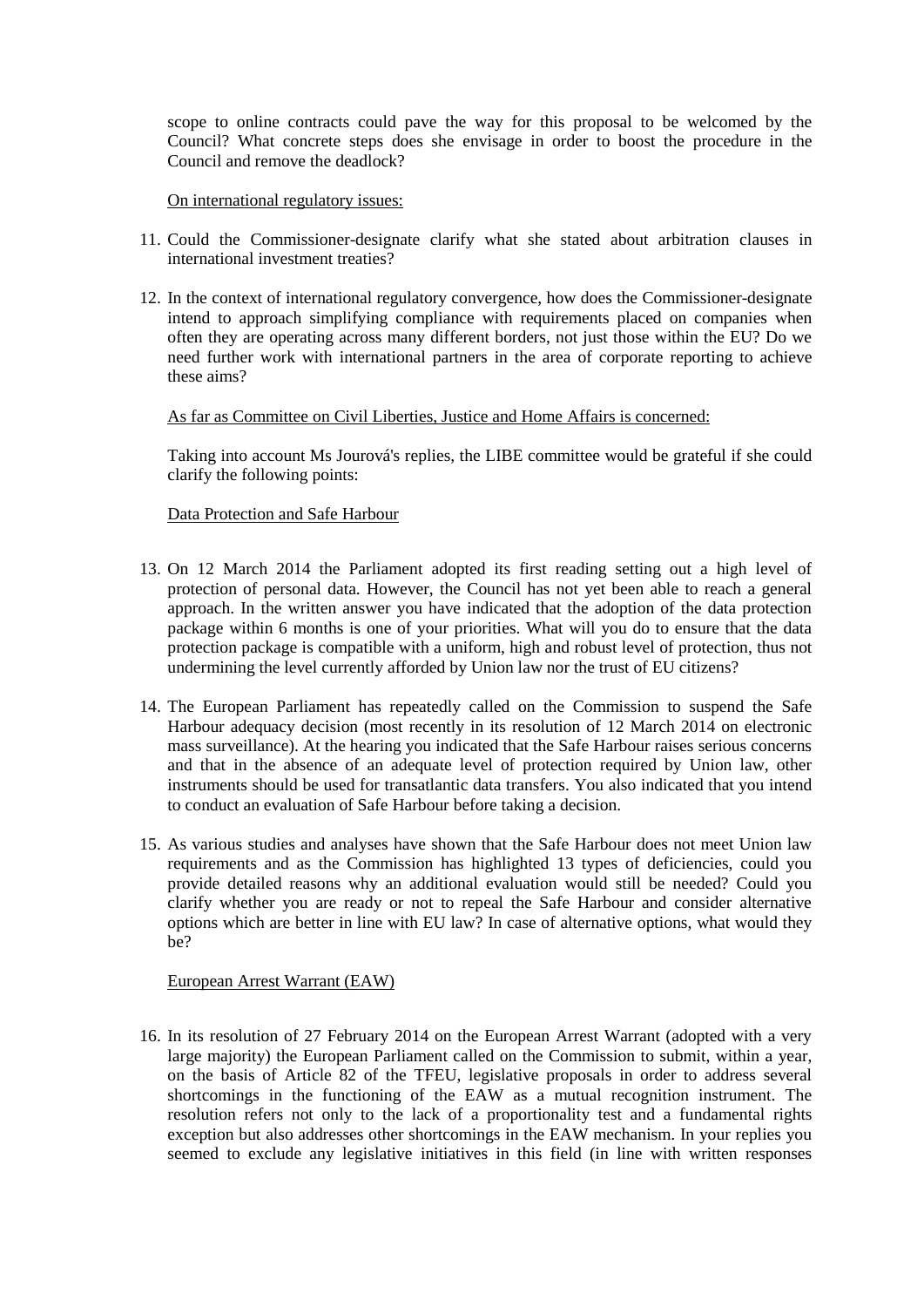scope to online contracts could pave the way for this proposal to be welcomed by the Council? What concrete steps does she envisage in order to boost the procedure in the Council and remove the deadlock?

<u>On international regulatory issues:</u>

11. Could the Commissioner-designate clarify what she stated about arbitration clauses in international investment treaties?

12. In the context of international regulatory convergence, how does the Commissioner-designate intend to approach simplifying compliance with requirements placed on companies when often they are operating across many different borders, not just those within the EU? Do we need further work with international partners in the area of corporate reporting to achieve these aims?

<u>As far as Committee on Civil Liberties, Justice and Home Affairs is concerned:</u>

Taking into account Ms Jourová's replies, the LIBE committee would be grateful if she could clarify the following points:

<u>Data Protection and Safe Harbour</u>

13. On 12 March 2014 the Parliament adopted its first reading setting out a high level of protection of personal data. However, the Council has not yet been able to reach a general approach. In the written answer you have indicated that the adoption of the data protection package within 6 months is one of your priorities. What will you do to ensure that the data protection package is compatible with a uniform, high and robust level of protection, thus not undermining the level currently afforded by Union law nor the trust of EU citizens?

14. The European Parliament has repeatedly called on the Commission to suspend the Safe Harbour adequacy decision (most recently in its resolution of 12 March 2014 on electronic mass surveillance). At the hearing you indicated that the Safe Harbour raises serious concerns and that in the absence of an adequate level of protection required by Union law, other instruments should be used for transatlantic data transfers. You also indicated that you intend to conduct an evaluation of Safe Harbour before taking a decision.

15. As various studies and analyses have shown that the Safe Harbour does not meet Union law requirements and as the Commission has highlighted 13 types of deficiencies, could you provide detailed reasons why an additional evaluation would still be needed? Could you clarify whether you are ready or not to repeal the Safe Harbour and consider alternative options which are better in line with EU law? In case of alternative options, what would they be?

<u>European Arrest Warrant (EAW)</u>

16. In its resolution of 27 February 2014 on the European Arrest Warrant (adopted with a very large majority) the European Parliament called on the Commission to submit, within a year, on the basis of Article 82 of the TFEU, legislative proposals in order to address several shortcomings in the functioning of the EAW as a mutual recognition instrument. The resolution refers not only to the lack of a proportionality test and a fundamental rights exception but also addresses other shortcomings in the EAW mechanism. In your replies you seemed to exclude any legislative initiatives in this field (in line with written responses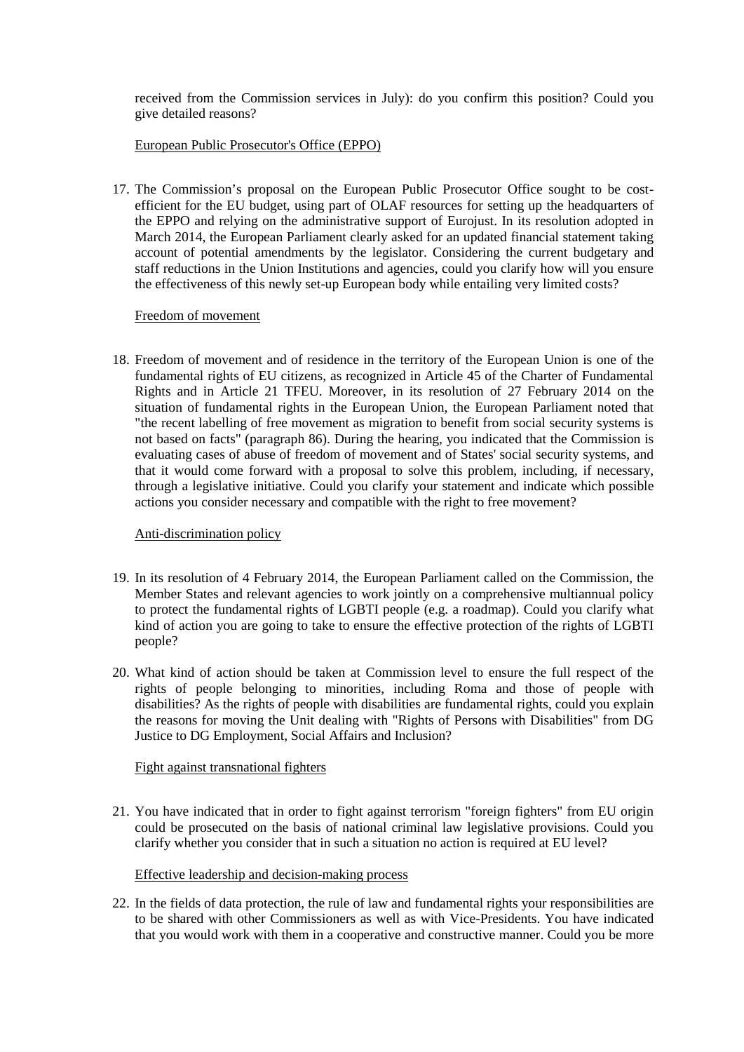received from the Commission services in July): do you confirm this position? Could you give detailed reasons?

European Public Prosecutor's Office (EPPO)

17. The Commission's proposal on the European Public Prosecutor Office sought to be cost-efficient for the EU budget, using part of OLAF resources for setting up the headquarters of the EPPO and relying on the administrative support of Eurojust. In its resolution adopted in March 2014, the European Parliament clearly asked for an updated financial statement taking account of potential amendments by the legislator. Considering the current budgetary and staff reductions in the Union Institutions and agencies, could you clarify how will you ensure the effectiveness of this newly set-up European body while entailing very limited costs?

Freedom of movement

18. Freedom of movement and of residence in the territory of the European Union is one of the fundamental rights of EU citizens, as recognized in Article 45 of the Charter of Fundamental Rights and in Article 21 TFEU. Moreover, in its resolution of 27 February 2014 on the situation of fundamental rights in the European Union, the European Parliament noted that "the recent labelling of free movement as migration to benefit from social security systems is not based on facts" (paragraph 86). During the hearing, you indicated that the Commission is evaluating cases of abuse of freedom of movement and of States' social security systems, and that it would come forward with a proposal to solve this problem, including, if necessary, through a legislative initiative. Could you clarify your statement and indicate which possible actions you consider necessary and compatible with the right to free movement?

Anti-discrimination policy

19. In its resolution of 4 February 2014, the European Parliament called on the Commission, the Member States and relevant agencies to work jointly on a comprehensive multiannual policy to protect the fundamental rights of LGBTI people (e.g. a roadmap). Could you clarify what kind of action you are going to take to ensure the effective protection of the rights of LGBTI people?

20. What kind of action should be taken at Commission level to ensure the full respect of the rights of people belonging to minorities, including Roma and those of people with disabilities? As the rights of people with disabilities are fundamental rights, could you explain the reasons for moving the Unit dealing with "Rights of Persons with Disabilities" from DG Justice to DG Employment, Social Affairs and Inclusion?

Fight against transnational fighters

21. You have indicated that in order to fight against terrorism "foreign fighters" from EU origin could be prosecuted on the basis of national criminal law legislative provisions. Could you clarify whether you consider that in such a situation no action is required at EU level?

Effective leadership and decision-making process

22. In the fields of data protection, the rule of law and fundamental rights your responsibilities are to be shared with other Commissioners as well as with Vice-Presidents. You have indicated that you would work with them in a cooperative and constructive manner. Could you be more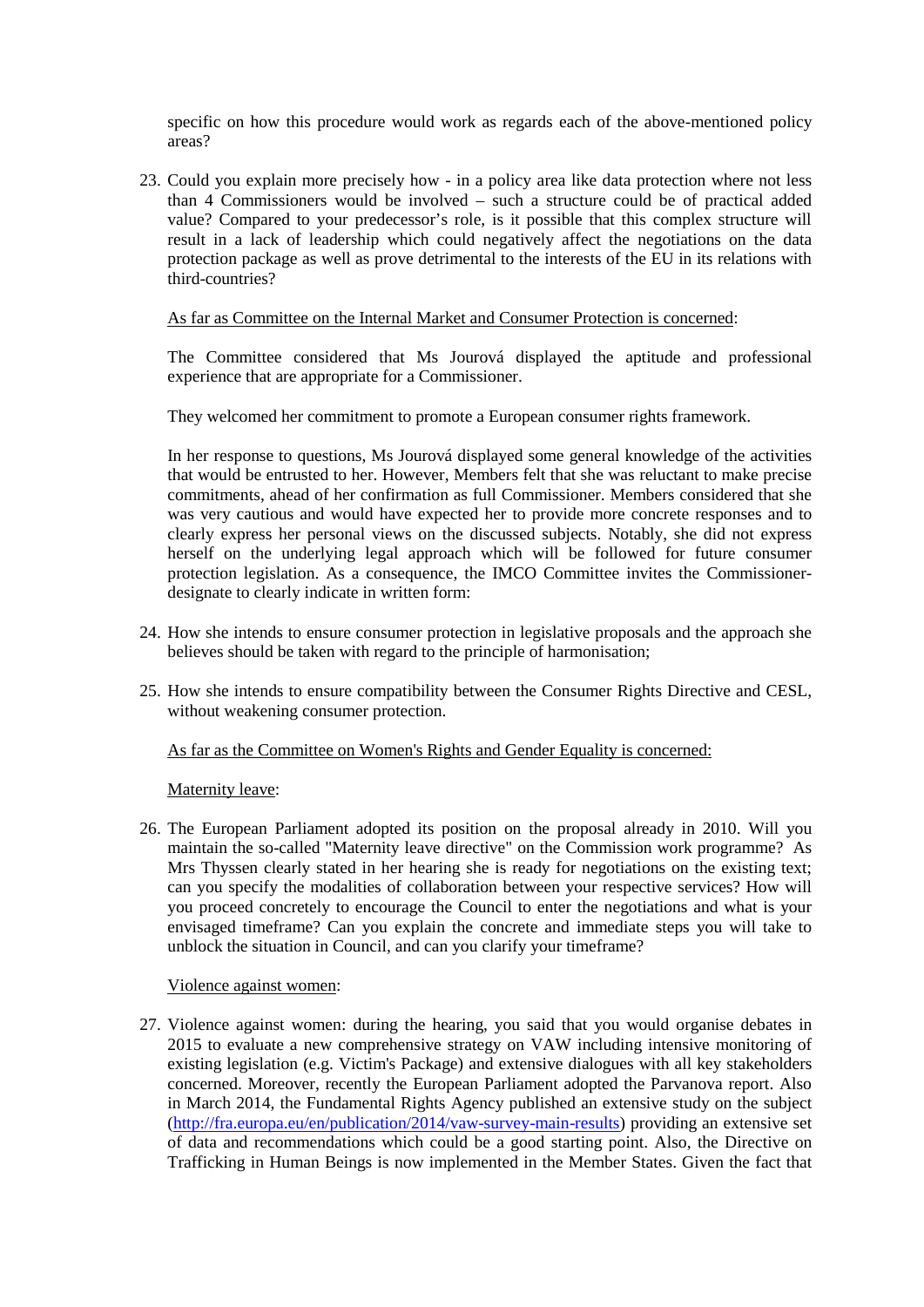specific on how this procedure would work as regards each of the above-mentioned policy areas?

23. Could you explain more precisely how - in a policy area like data protection where not less than 4 Commissioners would be involved – such a structure could be of practical added value? Compared to your predecessor's role, is it possible that this complex structure will result in a lack of leadership which could negatively affect the negotiations on the data protection package as well as prove detrimental to the interests of the EU in its relations with third-countries?

<u>As far as Committee on the Internal Market and Consumer Protection is concerned</u>:

The Committee considered that Ms Jourová displayed the aptitude and professional experience that are appropriate for a Commissioner.

They welcomed her commitment to promote a European consumer rights framework.

In her response to questions, Ms Jourová displayed some general knowledge of the activities that would be entrusted to her. However, Members felt that she was reluctant to make precise commitments, ahead of her confirmation as full Commissioner. Members considered that she was very cautious and would have expected her to provide more concrete responses and to clearly express her personal views on the discussed subjects. Notably, she did not express herself on the underlying legal approach which will be followed for future consumer protection legislation. As a consequence, the IMCO Committee invites the Commissioner-designate to clearly indicate in written form:

24. How she intends to ensure consumer protection in legislative proposals and the approach she believes should be taken with regard to the principle of harmonisation;

25. How she intends to ensure compatibility between the Consumer Rights Directive and CESL, without weakening consumer protection.

<u>As far as the Committee on Women's Rights and Gender Equality is concerned:</u>

<u>Maternity leave</u>:

26. The European Parliament adopted its position on the proposal already in 2010. Will you maintain the so-called "Maternity leave directive" on the Commission work programme? As Mrs Thyssen clearly stated in her hearing she is ready for negotiations on the existing text; can you specify the modalities of collaboration between your respective services? How will you proceed concretely to encourage the Council to enter the negotiations and what is your envisaged timeframe? Can you explain the concrete and immediate steps you will take to unblock the situation in Council, and can you clarify your timeframe?

<u>Violence against women</u>:

27. Violence against women: during the hearing, you said that you would organise debates in 2015 to evaluate a new comprehensive strategy on VAW including intensive monitoring of existing legislation (e.g. Victim's Package) and extensive dialogues with all key stakeholders concerned. Moreover, recently the European Parliament adopted the Parvanova report. Also in March 2014, the Fundamental Rights Agency published an extensive study on the subject (http://fra.europa.eu/en/publication/2014/vaw-survey-main-results) providing an extensive set of data and recommendations which could be a good starting point. Also, the Directive on Trafficking in Human Beings is now implemented in the Member States. Given the fact that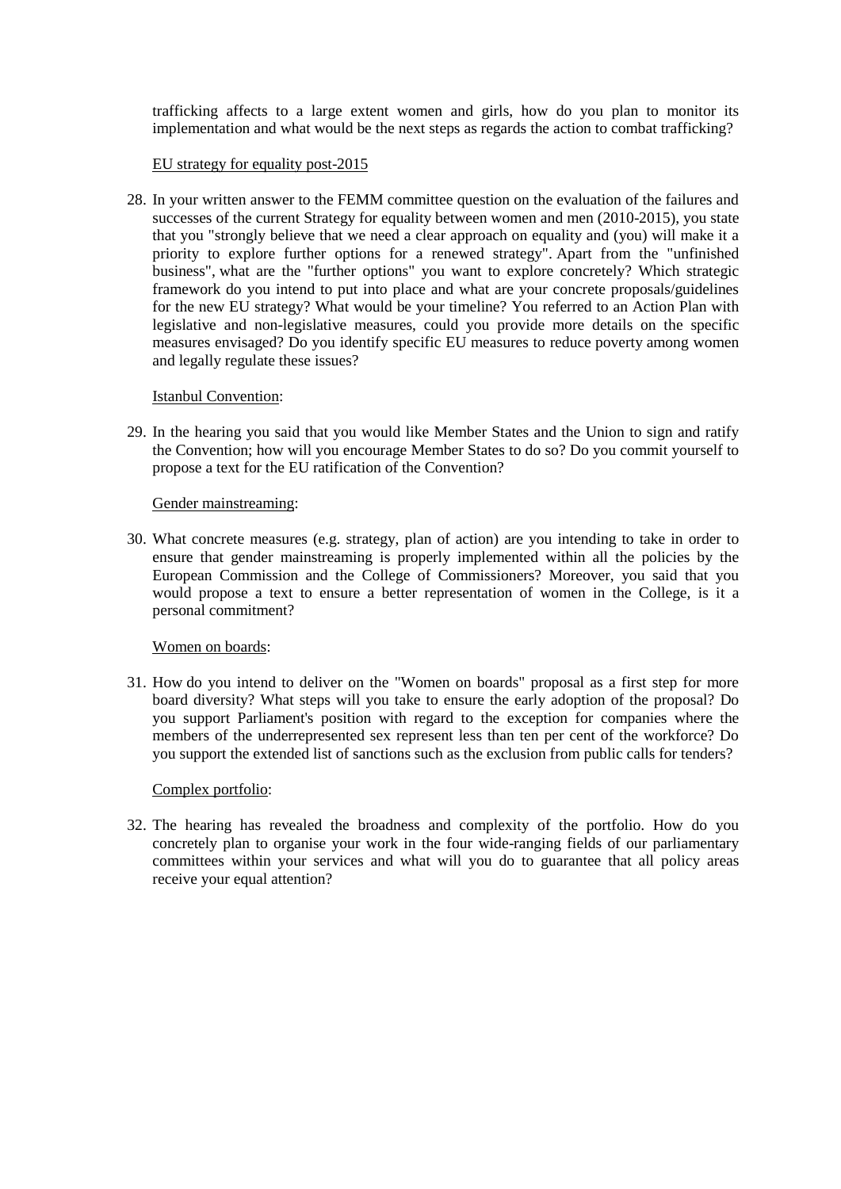trafficking affects to a large extent women and girls, how do you plan to monitor its implementation and what would be the next steps as regards the action to combat trafficking?

EU strategy for equality post-2015

28. In your written answer to the FEMM committee question on the evaluation of the failures and successes of the current Strategy for equality between women and men (2010-2015), you state that you "strongly believe that we need a clear approach on equality and (you) will make it a priority to explore further options for a renewed strategy". Apart from the "unfinished business", what are the "further options" you want to explore concretely? Which strategic framework do you intend to put into place and what are your concrete proposals/guidelines for the new EU strategy? What would be your timeline? You referred to an Action Plan with legislative and non-legislative measures, could you provide more details on the specific measures envisaged? Do you identify specific EU measures to reduce poverty among women and legally regulate these issues?

Istanbul Convention:

29. In the hearing you said that you would like Member States and the Union to sign and ratify the Convention; how will you encourage Member States to do so? Do you commit yourself to propose a text for the EU ratification of the Convention?

Gender mainstreaming:

30. What concrete measures (e.g. strategy, plan of action) are you intending to take in order to ensure that gender mainstreaming is properly implemented within all the policies by the European Commission and the College of Commissioners? Moreover, you said that you would propose a text to ensure a better representation of women in the College, is it a personal commitment?

Women on boards:

31. How do you intend to deliver on the "Women on boards" proposal as a first step for more board diversity? What steps will you take to ensure the early adoption of the proposal? Do you support Parliament's position with regard to the exception for companies where the members of the underrepresented sex represent less than ten per cent of the workforce? Do you support the extended list of sanctions such as the exclusion from public calls for tenders?

Complex portfolio:

32. The hearing has revealed the broadness and complexity of the portfolio. How do you concretely plan to organise your work in the four wide-ranging fields of our parliamentary committees within your services and what will you do to guarantee that all policy areas receive your equal attention?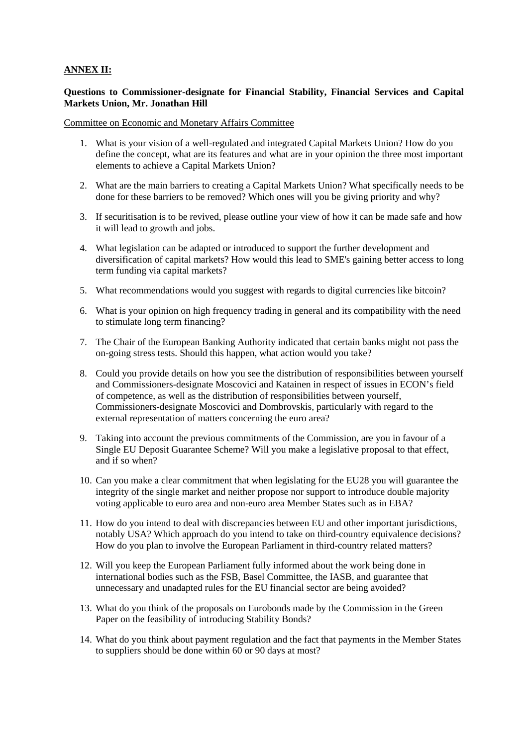**ANNEX II:**

**Questions to Commissioner-designate for Financial Stability, Financial Services and Capital Markets Union, Mr. Jonathan Hill**

Committee on Economic and Monetary Affairs Committee

1. What is your vision of a well-regulated and integrated Capital Markets Union? How do you define the concept, what are its features and what are in your opinion the three most important elements to achieve a Capital Markets Union?

2. What are the main barriers to creating a Capital Markets Union? What specifically needs to be done for these barriers to be removed? Which ones will you be giving priority and why?

3. If securitisation is to be revived, please outline your view of how it can be made safe and how it will lead to growth and jobs.

4. What legislation can be adapted or introduced to support the further development and diversification of capital markets? How would this lead to SME's gaining better access to long term funding via capital markets?

5. What recommendations would you suggest with regards to digital currencies like bitcoin?

6. What is your opinion on high frequency trading in general and its compatibility with the need to stimulate long term financing?

7. The Chair of the European Banking Authority indicated that certain banks might not pass the on-going stress tests. Should this happen, what action would you take?

8. Could you provide details on how you see the distribution of responsibilities between yourself and Commissioners-designate Moscovici and Katainen in respect of issues in ECON's field of competence, as well as the distribution of responsibilities between yourself, Commissioners-designate Moscovici and Dombrovskis, particularly with regard to the external representation of matters concerning the euro area?

9. Taking into account the previous commitments of the Commission, are you in favour of a Single EU Deposit Guarantee Scheme? Will you make a legislative proposal to that effect, and if so when?

10. Can you make a clear commitment that when legislating for the EU28 you will guarantee the integrity of the single market and neither propose nor support to introduce double majority voting applicable to euro area and non-euro area Member States such as in EBA?

11. How do you intend to deal with discrepancies between EU and other important jurisdictions, notably USA? Which approach do you intend to take on third-country equivalence decisions? How do you plan to involve the European Parliament in third-country related matters?

12. Will you keep the European Parliament fully informed about the work being done in international bodies such as the FSB, Basel Committee, the IASB, and guarantee that unnecessary and unadapted rules for the EU financial sector are being avoided?

13. What do you think of the proposals on Eurobonds made by the Commission in the Green Paper on the feasibility of introducing Stability Bonds?

14. What do you think about payment regulation and the fact that payments in the Member States to suppliers should be done within 60 or 90 days at most?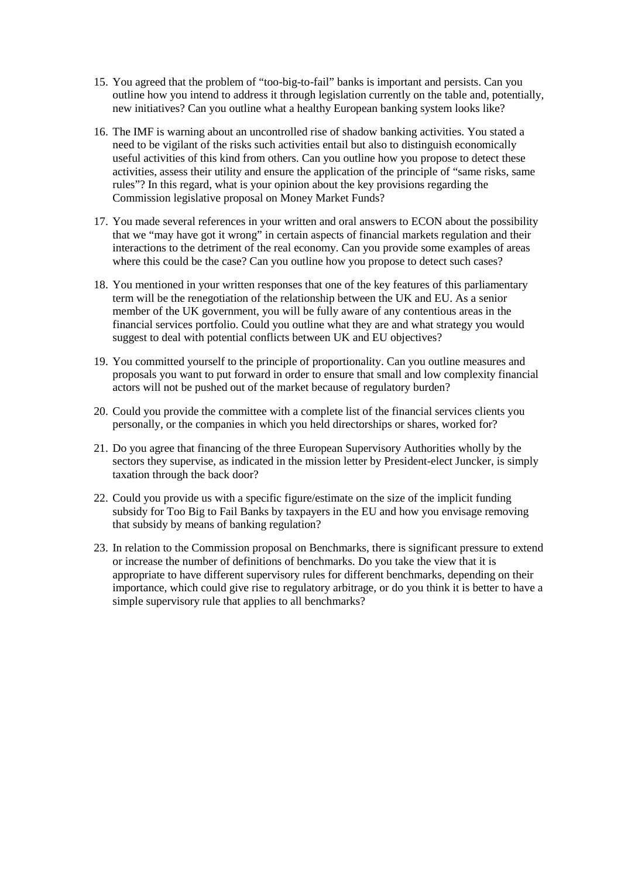15. You agreed that the problem of "too-big-to-fail" banks is important and persists. Can you outline how you intend to address it through legislation currently on the table and, potentially, new initiatives? Can you outline what a healthy European banking system looks like?

16. The IMF is warning about an uncontrolled rise of shadow banking activities. You stated a need to be vigilant of the risks such activities entail but also to distinguish economically useful activities of this kind from others. Can you outline how you propose to detect these activities, assess their utility and ensure the application of the principle of "same risks, same rules"? In this regard, what is your opinion about the key provisions regarding the Commission legislative proposal on Money Market Funds?

17. You made several references in your written and oral answers to ECON about the possibility that we "may have got it wrong" in certain aspects of financial markets regulation and their interactions to the detriment of the real economy. Can you provide some examples of areas where this could be the case? Can you outline how you propose to detect such cases?

18. You mentioned in your written responses that one of the key features of this parliamentary term will be the renegotiation of the relationship between the UK and EU. As a senior member of the UK government, you will be fully aware of any contentious areas in the financial services portfolio. Could you outline what they are and what strategy you would suggest to deal with potential conflicts between UK and EU objectives?

19. You committed yourself to the principle of proportionality. Can you outline measures and proposals you want to put forward in order to ensure that small and low complexity financial actors will not be pushed out of the market because of regulatory burden?

20. Could you provide the committee with a complete list of the financial services clients you personally, or the companies in which you held directorships or shares, worked for?

21. Do you agree that financing of the three European Supervisory Authorities wholly by the sectors they supervise, as indicated in the mission letter by President-elect Juncker, is simply taxation through the back door?

22. Could you provide us with a specific figure/estimate on the size of the implicit funding subsidy for Too Big to Fail Banks by taxpayers in the EU and how you envisage removing that subsidy by means of banking regulation?

23. In relation to the Commission proposal on Benchmarks, there is significant pressure to extend or increase the number of definitions of benchmarks. Do you take the view that it is appropriate to have different supervisory rules for different benchmarks, depending on their importance, which could give rise to regulatory arbitrage, or do you think it is better to have a simple supervisory rule that applies to all benchmarks?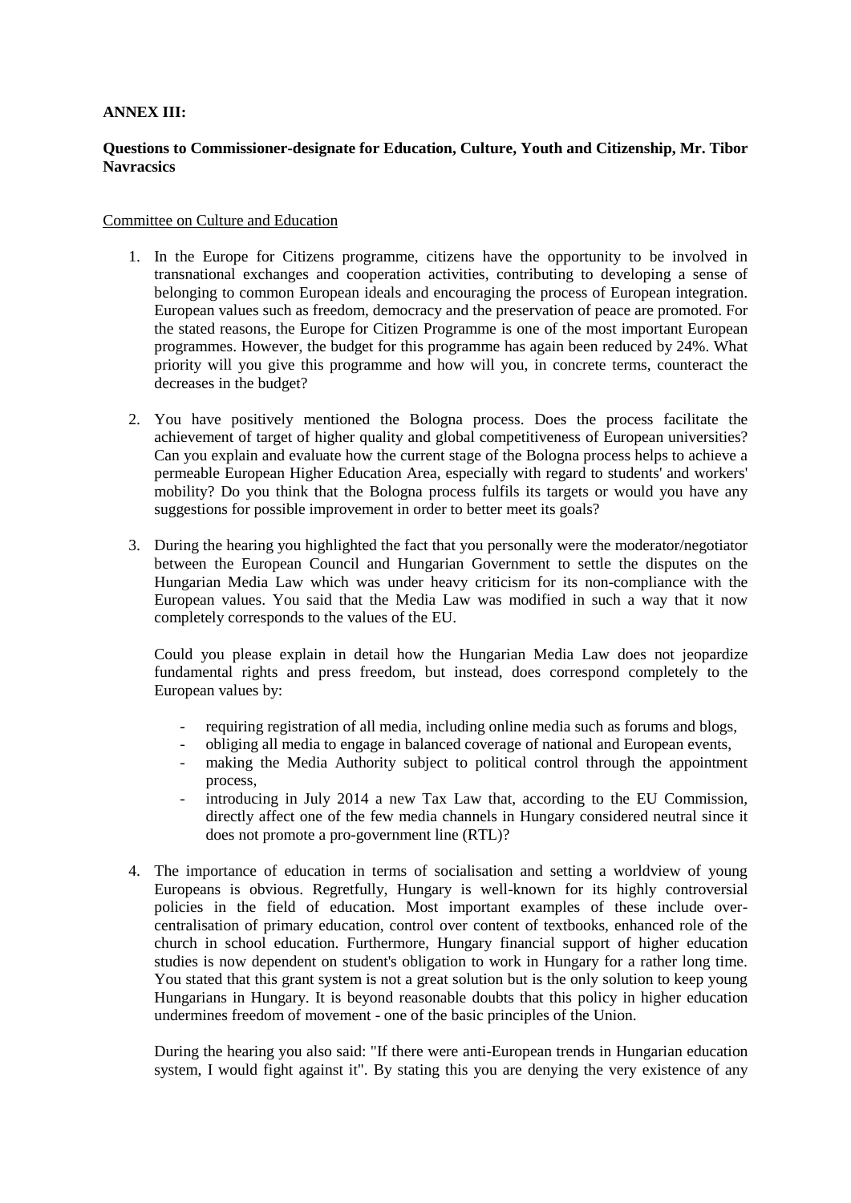**ANNEX III:**

**Questions to Commissioner-designate for Education, Culture, Youth and Citizenship, Mr. Tibor Navracsics**

Committee on Culture and Education

1. In the Europe for Citizens programme, citizens have the opportunity to be involved in transnational exchanges and cooperation activities, contributing to developing a sense of belonging to common European ideals and encouraging the process of European integration. European values such as freedom, democracy and the preservation of peace are promoted. For the stated reasons, the Europe for Citizen Programme is one of the most important European programmes. However, the budget for this programme has again been reduced by 24%. What priority will you give this programme and how will you, in concrete terms, counteract the decreases in the budget?

2. You have positively mentioned the Bologna process. Does the process facilitate the achievement of target of higher quality and global competitiveness of European universities? Can you explain and evaluate how the current stage of the Bologna process helps to achieve a permeable European Higher Education Area, especially with regard to students' and workers' mobility? Do you think that the Bologna process fulfils its targets or would you have any suggestions for possible improvement in order to better meet its goals?

3. During the hearing you highlighted the fact that you personally were the moderator/negotiator between the European Council and Hungarian Government to settle the disputes on the Hungarian Media Law which was under heavy criticism for its non-compliance with the European values. You said that the Media Law was modified in such a way that it now completely corresponds to the values of the EU.

   Could you please explain in detail how the Hungarian Media Law does not jeopardize fundamental rights and press freedom, but instead, does correspond completely to the European values by:

   - requiring registration of all media, including online media such as forums and blogs,
   - obliging all media to engage in balanced coverage of national and European events,
   - making the Media Authority subject to political control through the appointment process,
   - introducing in July 2014 a new Tax Law that, according to the EU Commission, directly affect one of the few media channels in Hungary considered neutral since it does not promote a pro-government line (RTL)?

4. The importance of education in terms of socialisation and setting a worldview of young Europeans is obvious. Regretfully, Hungary is well-known for its highly controversial policies in the field of education. Most important examples of these include over-centralisation of primary education, control over content of textbooks, enhanced role of the church in school education. Furthermore, Hungary financial support of higher education studies is now dependent on student's obligation to work in Hungary for a rather long time. You stated that this grant system is not a great solution but is the only solution to keep young Hungarians in Hungary. It is beyond reasonable doubts that this policy in higher education undermines freedom of movement - one of the basic principles of the Union.

   During the hearing you also said: "If there were anti-European trends in Hungarian education system, I would fight against it". By stating this you are denying the very existence of any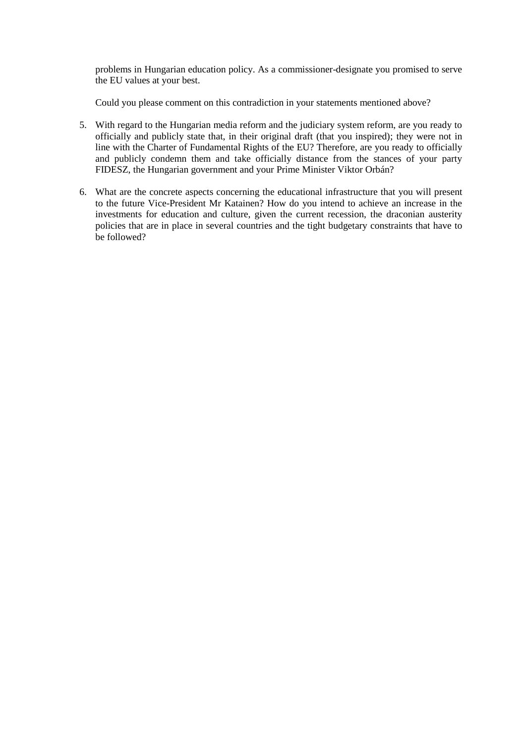problems in Hungarian education policy. As a commissioner-designate you promised to serve the EU values at your best.

Could you please comment on this contradiction in your statements mentioned above?

5. With regard to the Hungarian media reform and the judiciary system reform, are you ready to officially and publicly state that, in their original draft (that you inspired); they were not in line with the Charter of Fundamental Rights of the EU? Therefore, are you ready to officially and publicly condemn them and take officially distance from the stances of your party FIDESZ, the Hungarian government and your Prime Minister Viktor Orbán?

6. What are the concrete aspects concerning the educational infrastructure that you will present to the future Vice-President Mr Katainen? How do you intend to achieve an increase in the investments for education and culture, given the current recession, the draconian austerity policies that are in place in several countries and the tight budgetary constraints that have to be followed?